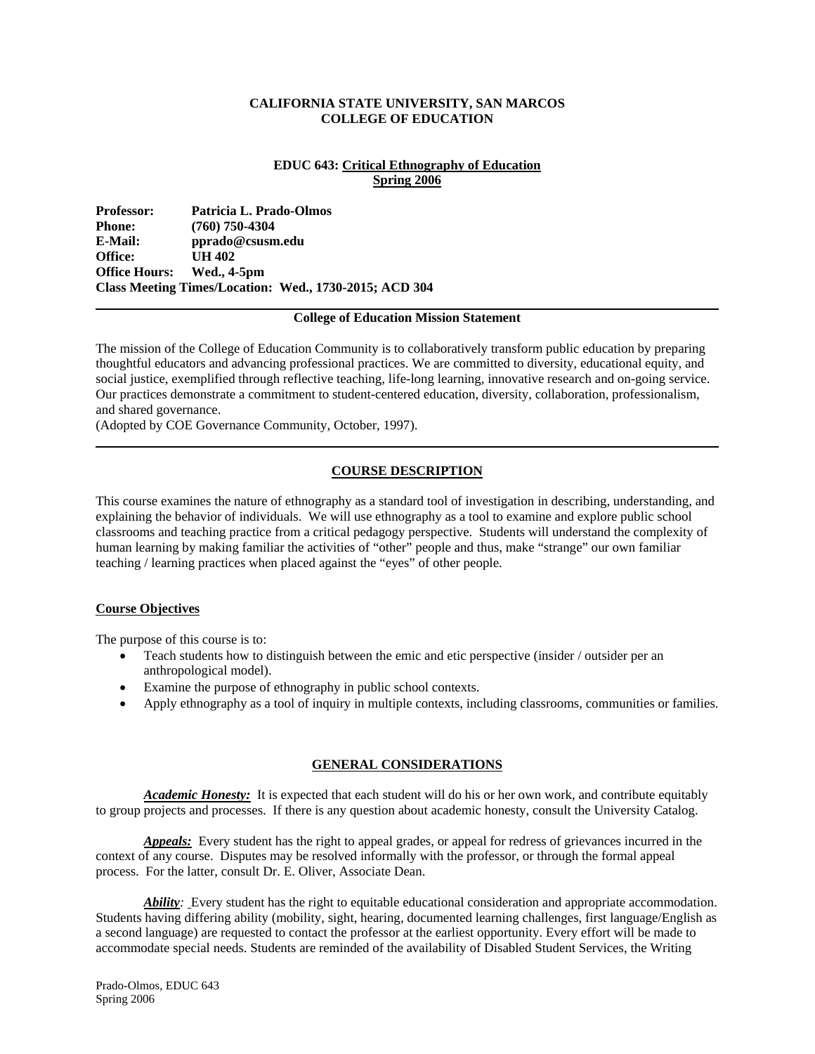**CALIFORNIA STATE UNIVERSITY, SAN MARCOS**
**COLLEGE OF EDUCATION**

**EDUC 643: Critical Ethnography of Education**
**Spring 2006**

**Professor:** Patricia L. Prado-Olmos
**Phone:** (760) 750-4304
**E-Mail:** pprado@csusm.edu
**Office:** UH 402
**Office Hours:** Wed., 4-5pm
**Class Meeting Times/Location: Wed., 1730-2015; ACD 304**

---

**College of Education Mission Statement**

The mission of the College of Education Community is to collaboratively transform public education by preparing thoughtful educators and advancing professional practices. We are committed to diversity, educational equity, and social justice, exemplified through reflective teaching, life-long learning, innovative research and on-going service. Our practices demonstrate a commitment to student-centered education, diversity, collaboration, professionalism, and shared governance.
(Adopted by COE Governance Community, October, 1997).

---

## COURSE DESCRIPTION

This course examines the nature of ethnography as a standard tool of investigation in describing, understanding, and explaining the behavior of individuals. We will use ethnography as a tool to examine and explore public school classrooms and teaching practice from a critical pedagogy perspective. Students will understand the complexity of human learning by making familiar the activities of "other" people and thus, make "strange" our own familiar teaching / learning practices when placed against the "eyes" of other people.

### Course Objectives

The purpose of this course is to:

- Teach students how to distinguish between the emic and etic perspective (insider / outsider per an anthropological model).
- Examine the purpose of ethnography in public school contexts.
- Apply ethnography as a tool of inquiry in multiple contexts, including classrooms, communities or families.

## GENERAL CONSIDERATIONS

***Academic Honesty:*** It is expected that each student will do his or her own work, and contribute equitably to group projects and processes. If there is any question about academic honesty, consult the University Catalog.

***Appeals:*** Every student has the right to appeal grades, or appeal for redress of grievances incurred in the context of any course. Disputes may be resolved informally with the professor, or through the formal appeal process. For the latter, consult Dr. E. Oliver, Associate Dean.

***Ability:*** Every student has the right to equitable educational consideration and appropriate accommodation. Students having differing ability (mobility, sight, hearing, documented learning challenges, first language/English as a second language) are requested to contact the professor at the earliest opportunity. Every effort will be made to accommodate special needs. Students are reminded of the availability of Disabled Student Services, the Writing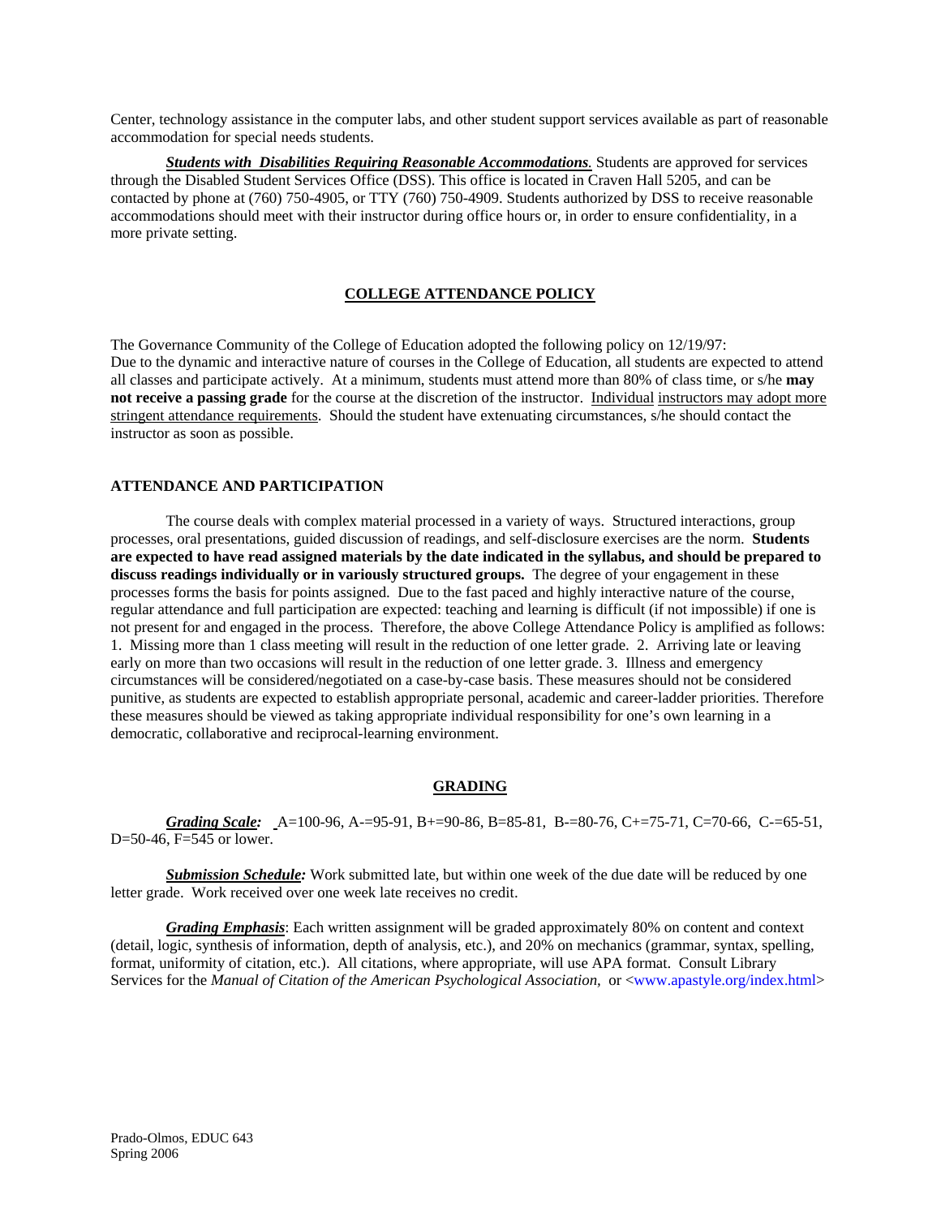Center, technology assistance in the computer labs, and other student support services available as part of reasonable accommodation for special needs students.

***Students with Disabilities Requiring Reasonable Accommodations.*** Students are approved for services through the Disabled Student Services Office (DSS). This office is located in Craven Hall 5205, and can be contacted by phone at (760) 750-4905, or TTY (760) 750-4909. Students authorized by DSS to receive reasonable accommodations should meet with their instructor during office hours or, in order to ensure confidentiality, in a more private setting.

## COLLEGE ATTENDANCE POLICY

The Governance Community of the College of Education adopted the following policy on 12/19/97: Due to the dynamic and interactive nature of courses in the College of Education, all students are expected to attend all classes and participate actively. At a minimum, students must attend more than 80% of class time, or s/he **may not receive a passing grade** for the course at the discretion of the instructor. Individual instructors may adopt more stringent attendance requirements. Should the student have extenuating circumstances, s/he should contact the instructor as soon as possible.

### ATTENDANCE AND PARTICIPATION

The course deals with complex material processed in a variety of ways. Structured interactions, group processes, oral presentations, guided discussion of readings, and self-disclosure exercises are the norm. **Students are expected to have read assigned materials by the date indicated in the syllabus, and should be prepared to discuss readings individually or in variously structured groups.** The degree of your engagement in these processes forms the basis for points assigned. Due to the fast paced and highly interactive nature of the course, regular attendance and full participation are expected: teaching and learning is difficult (if not impossible) if one is not present for and engaged in the process. Therefore, the above College Attendance Policy is amplified as follows: 1. Missing more than 1 class meeting will result in the reduction of one letter grade. 2. Arriving late or leaving early on more than two occasions will result in the reduction of one letter grade. 3. Illness and emergency circumstances will be considered/negotiated on a case-by-case basis. These measures should not be considered punitive, as students are expected to establish appropriate personal, academic and career-ladder priorities. Therefore these measures should be viewed as taking appropriate individual responsibility for one's own learning in a democratic, collaborative and reciprocal-learning environment.

## GRADING

***Grading Scale:*** A=100-96, A-=95-91, B+=90-86, B=85-81, B-=80-76, C+=75-71, C=70-66, C-=65-51, D=50-46, F=545 or lower.

***Submission Schedule:*** Work submitted late, but within one week of the due date will be reduced by one letter grade. Work received over one week late receives no credit.

***Grading Emphasis***: Each written assignment will be graded approximately 80% on content and context (detail, logic, synthesis of information, depth of analysis, etc.), and 20% on mechanics (grammar, syntax, spelling, format, uniformity of citation, etc.). All citations, where appropriate, will use APA format. Consult Library Services for the *Manual of Citation of the American Psychological Association*, or <www.apastyle.org/index.html>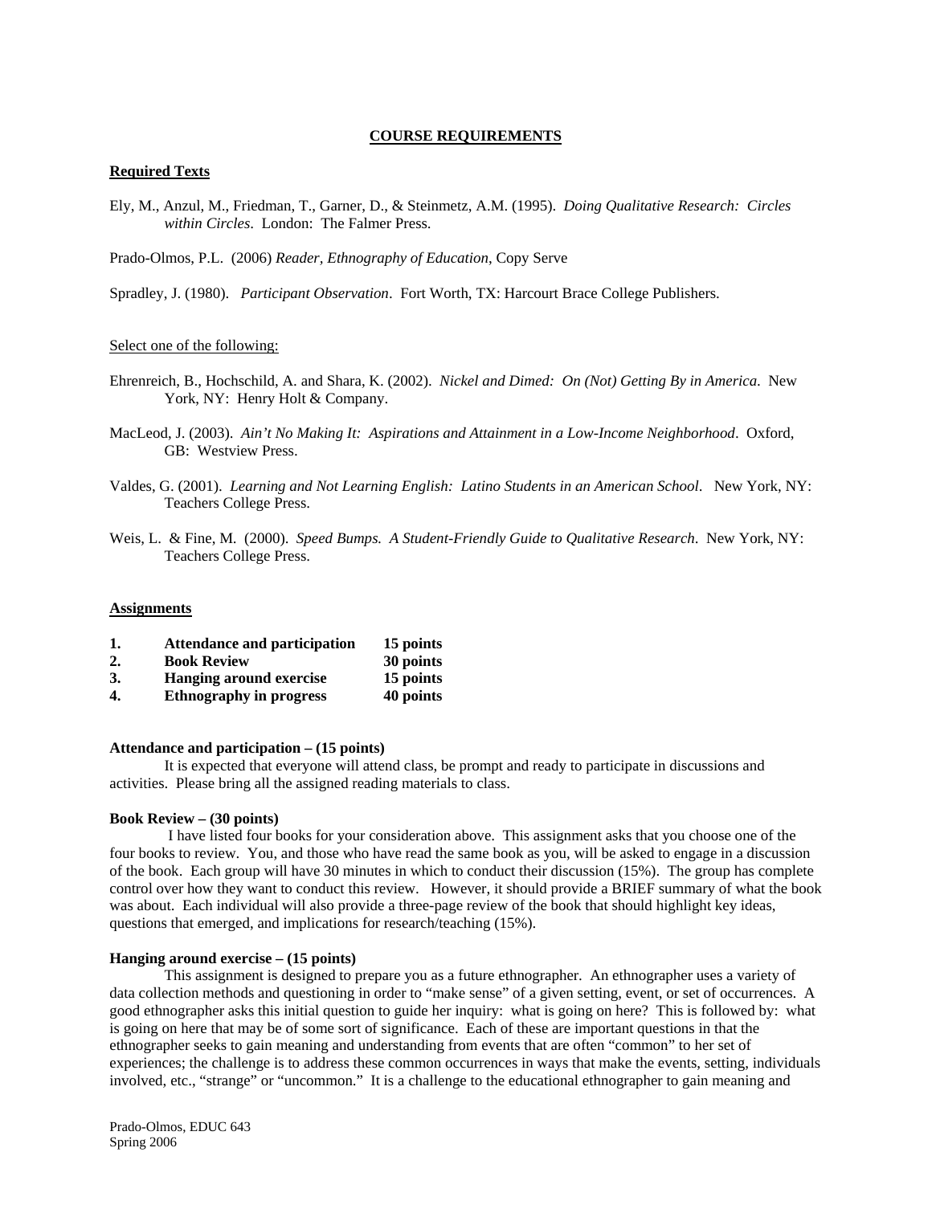## COURSE REQUIREMENTS

### Required Texts

Ely, M., Anzul, M., Friedman, T., Garner, D., & Steinmetz, A.M. (1995). *Doing Qualitative Research: Circles within Circles*. London: The Falmer Press.

Prado-Olmos, P.L. (2006) *Reader, Ethnography of Education*, Copy Serve

Spradley, J. (1980). *Participant Observation*. Fort Worth, TX: Harcourt Brace College Publishers.

Select one of the following:

Ehrenreich, B., Hochschild, A. and Shara, K. (2002). *Nickel and Dimed: On (Not) Getting By in America*. New York, NY: Henry Holt & Company.

MacLeod, J. (2003). *Ain't No Making It: Aspirations and Attainment in a Low-Income Neighborhood*. Oxford, GB: Westview Press.

Valdes, G. (2001). *Learning and Not Learning English: Latino Students in an American School*. New York, NY: Teachers College Press.

Weis, L. & Fine, M. (2000). *Speed Bumps. A Student-Friendly Guide to Qualitative Research*. New York, NY: Teachers College Press.

### Assignments

| | | |
|---|---|---|
| **1.** | **Attendance and participation** | **15 points** |
| **2.** | **Book Review** | **30 points** |
| **3.** | **Hanging around exercise** | **15 points** |
| **4.** | **Ethnography in progress** | **40 points** |

**Attendance and participation – (15 points)**

It is expected that everyone will attend class, be prompt and ready to participate in discussions and activities. Please bring all the assigned reading materials to class.

**Book Review – (30 points)**

I have listed four books for your consideration above. This assignment asks that you choose one of the four books to review. You, and those who have read the same book as you, will be asked to engage in a discussion of the book. Each group will have 30 minutes in which to conduct their discussion (15%). The group has complete control over how they want to conduct this review. However, it should provide a BRIEF summary of what the book was about. Each individual will also provide a three-page review of the book that should highlight key ideas, questions that emerged, and implications for research/teaching (15%).

**Hanging around exercise – (15 points)**

This assignment is designed to prepare you as a future ethnographer. An ethnographer uses a variety of data collection methods and questioning in order to "make sense" of a given setting, event, or set of occurrences. A good ethnographer asks this initial question to guide her inquiry: what is going on here? This is followed by: what is going on here that may be of some sort of significance. Each of these are important questions in that the ethnographer seeks to gain meaning and understanding from events that are often "common" to her set of experiences; the challenge is to address these common occurrences in ways that make the events, setting, individuals involved, etc., "strange" or "uncommon." It is a challenge to the educational ethnographer to gain meaning and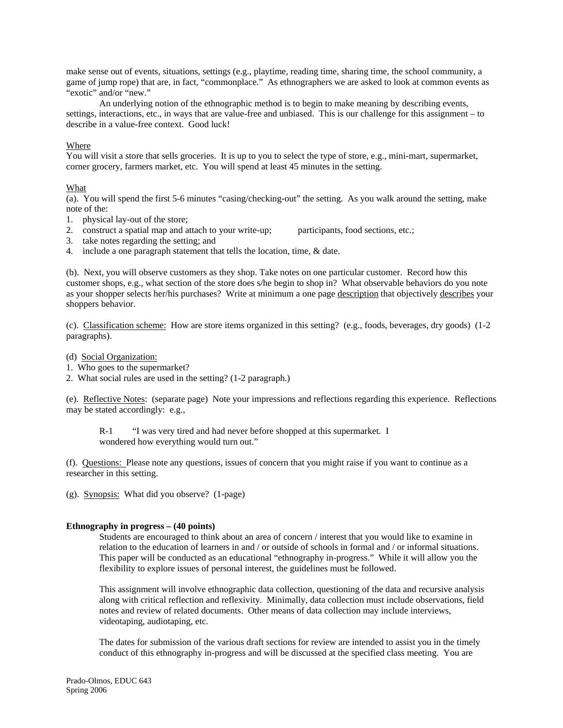make sense out of events, situations, settings (e.g., playtime, reading time, sharing time, the school community, a game of jump rope) that are, in fact, "commonplace." As ethnographers we are asked to look at common events as "exotic" and/or "new."

An underlying notion of the ethnographic method is to begin to make meaning by describing events, settings, interactions, etc., in ways that are value-free and unbiased. This is our challenge for this assignment – to describe in a value-free context. Good luck!

Where

You will visit a store that sells groceries. It is up to you to select the type of store, e.g., mini-mart, supermarket, corner grocery, farmers market, etc. You will spend at least 45 minutes in the setting.

What

(a). You will spend the first 5-6 minutes "casing/checking-out" the setting. As you walk around the setting, make note of the:

1. physical lay-out of the store;
2. construct a spatial map and attach to your write-up; participants, food sections, etc.;
3. take notes regarding the setting; and
4. include a one paragraph statement that tells the location, time, & date.

(b). Next, you will observe customers as they shop. Take notes on one particular customer. Record how this customer shops, e.g., what section of the store does s/he begin to shop in? What observable behaviors do you note as your shopper selects her/his purchases? Write at minimum a one page description that objectively describes your shoppers behavior.

(c). Classification scheme: How are store items organized in this setting? (e.g., foods, beverages, dry goods) (1-2 paragraphs).

(d) Social Organization:

1. Who goes to the supermarket?
2. What social rules are used in the setting? (1-2 paragraph.)

(e). Reflective Notes: (separate page) Note your impressions and reflections regarding this experience. Reflections may be stated accordingly: e.g.,

> R-1 "I was very tired and had never before shopped at this supermarket. I wondered how everything would turn out."

(f). Questions: Please note any questions, issues of concern that you might raise if you want to continue as a researcher in this setting.

(g). Synopsis: What did you observe? (1-page)

**Ethnography in progress – (40 points)**

Students are encouraged to think about an area of concern / interest that you would like to examine in relation to the education of learners in and / or outside of schools in formal and / or informal situations. This paper will be conducted as an educational "ethnography in-progress." While it will allow you the flexibility to explore issues of personal interest, the guidelines must be followed.

This assignment will involve ethnographic data collection, questioning of the data and recursive analysis along with critical reflection and reflexivity. Minimally, data collection must include observations, field notes and review of related documents. Other means of data collection may include interviews, videotaping, audiotaping, etc.

The dates for submission of the various draft sections for review are intended to assist you in the timely conduct of this ethnography in-progress and will be discussed at the specified class meeting. You are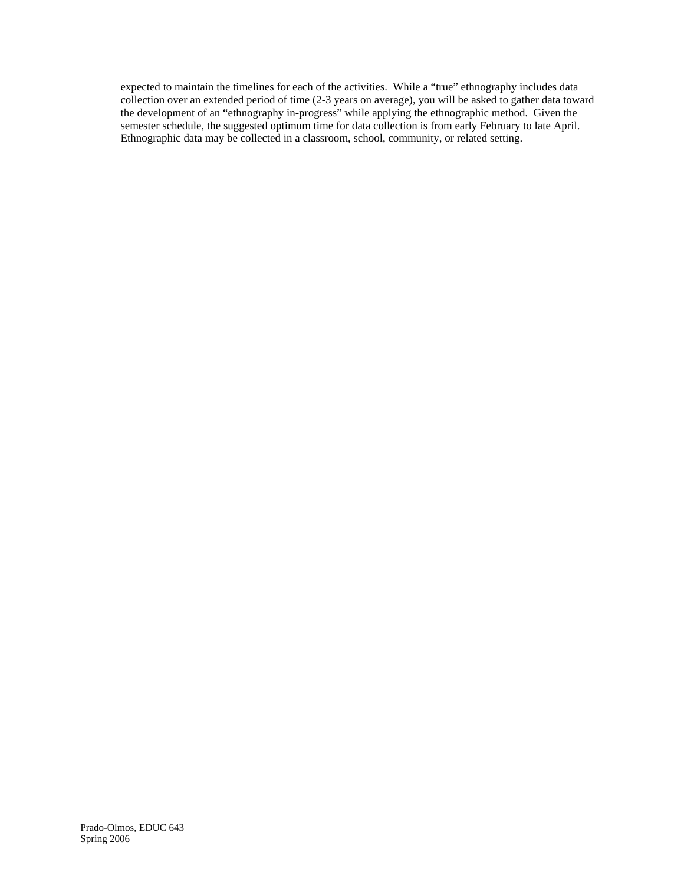expected to maintain the timelines for each of the activities. While a "true" ethnography includes data collection over an extended period of time (2-3 years on average), you will be asked to gather data toward the development of an "ethnography in-progress" while applying the ethnographic method. Given the semester schedule, the suggested optimum time for data collection is from early February to late April. Ethnographic data may be collected in a classroom, school, community, or related setting.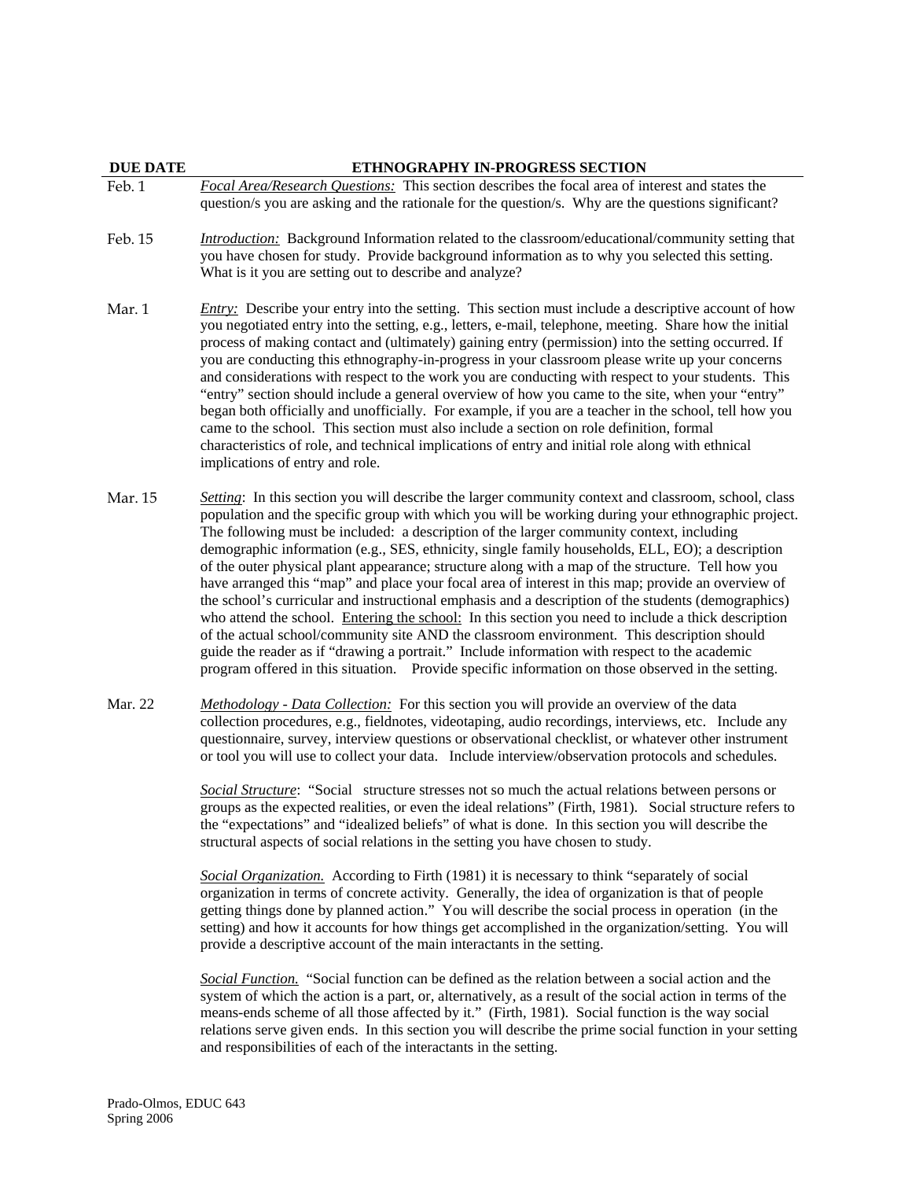| DUE DATE | ETHNOGRAPHY IN-PROGRESS SECTION |
|---|---|
| Feb. 1 | *Focal Area/Research Questions:* This section describes the focal area of interest and states the question/s you are asking and the rationale for the question/s. Why are the questions significant? |
| Feb. 15 | *Introduction:* Background Information related to the classroom/educational/community setting that you have chosen for study. Provide background information as to why you selected this setting. What is it you are setting out to describe and analyze? |
| Mar. 1 | *Entry:* Describe your entry into the setting. This section must include a descriptive account of how you negotiated entry into the setting, e.g., letters, e-mail, telephone, meeting. Share how the initial process of making contact and (ultimately) gaining entry (permission) into the setting occurred. If you are conducting this ethnography-in-progress in your classroom please write up your concerns and considerations with respect to the work you are conducting with respect to your students. This "entry" section should include a general overview of how you came to the site, when your "entry" began both officially and unofficially. For example, if you are a teacher in the school, tell how you came to the school. This section must also include a section on role definition, formal characteristics of role, and technical implications of entry and initial role along with ethnical implications of entry and role. |
| Mar. 15 | *Setting*: In this section you will describe the larger community context and classroom, school, class population and the specific group with which you will be working during your ethnographic project. The following must be included: a description of the larger community context, including demographic information (e.g., SES, ethnicity, single family households, ELL, EO); a description of the outer physical plant appearance; structure along with a map of the structure. Tell how you have arranged this "map" and place your focal area of interest in this map; provide an overview of the school's curricular and instructional emphasis and a description of the students (demographics) who attend the school. Entering the school: In this section you need to include a thick description of the actual school/community site AND the classroom environment. This description should guide the reader as if "drawing a portrait." Include information with respect to the academic program offered in this situation. Provide specific information on those observed in the setting. |
| Mar. 22 | *Methodology - Data Collection:* For this section you will provide an overview of the data collection procedures, e.g., fieldnotes, videotaping, audio recordings, interviews, etc. Include any questionnaire, survey, interview questions or observational checklist, or whatever other instrument or tool you will use to collect your data. Include interview/observation protocols and schedules.<br><br>*Social Structure*: "Social structure stresses not so much the actual relations between persons or groups as the expected realities, or even the ideal relations" (Firth, 1981). Social structure refers to the "expectations" and "idealized beliefs" of what is done. In this section you will describe the structural aspects of social relations in the setting you have chosen to study.<br><br>*Social Organization.* According to Firth (1981) it is necessary to think "separately of social organization in terms of concrete activity. Generally, the idea of organization is that of people getting things done by planned action." You will describe the social process in operation (in the setting) and how it accounts for how things get accomplished in the organization/setting. You will provide a descriptive account of the main interactants in the setting.<br><br>*Social Function.* "Social function can be defined as the relation between a social action and the system of which the action is a part, or, alternatively, as a result of the social action in terms of the means-ends scheme of all those affected by it." (Firth, 1981). Social function is the way social relations serve given ends. In this section you will describe the prime social function in your setting and responsibilities of each of the interactants in the setting. |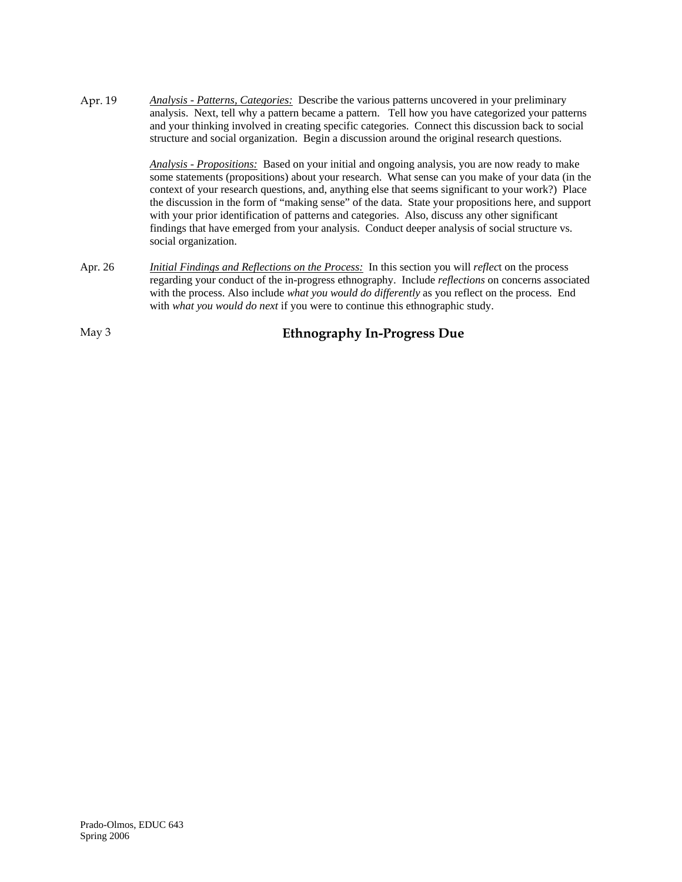Apr. 19 &nbsp;&nbsp;&nbsp; *Analysis - Patterns, Categories:* Describe the various patterns uncovered in your preliminary analysis. Next, tell why a pattern became a pattern. Tell how you have categorized your patterns and your thinking involved in creating specific categories. Connect this discussion back to social structure and social organization. Begin a discussion around the original research questions.

*Analysis - Propositions:* Based on your initial and ongoing analysis, you are now ready to make some statements (propositions) about your research. What sense can you make of your data (in the context of your research questions, and, anything else that seems significant to your work?) Place the discussion in the form of "making sense" of the data. State your propositions here, and support with your prior identification of patterns and categories. Also, discuss any other significant findings that have emerged from your analysis. Conduct deeper analysis of social structure vs. social organization.

Apr. 26 &nbsp;&nbsp;&nbsp; *Initial Findings and Reflections on the Process:* In this section you will *reflec*t on the process regarding your conduct of the in-progress ethnography. Include *reflections* on concerns associated with the process. Also include *what you would do differently* as you reflect on the process. End with *what you would do next* if you were to continue this ethnographic study.

May 3 &nbsp;&nbsp;&nbsp; **Ethnography In-Progress Due**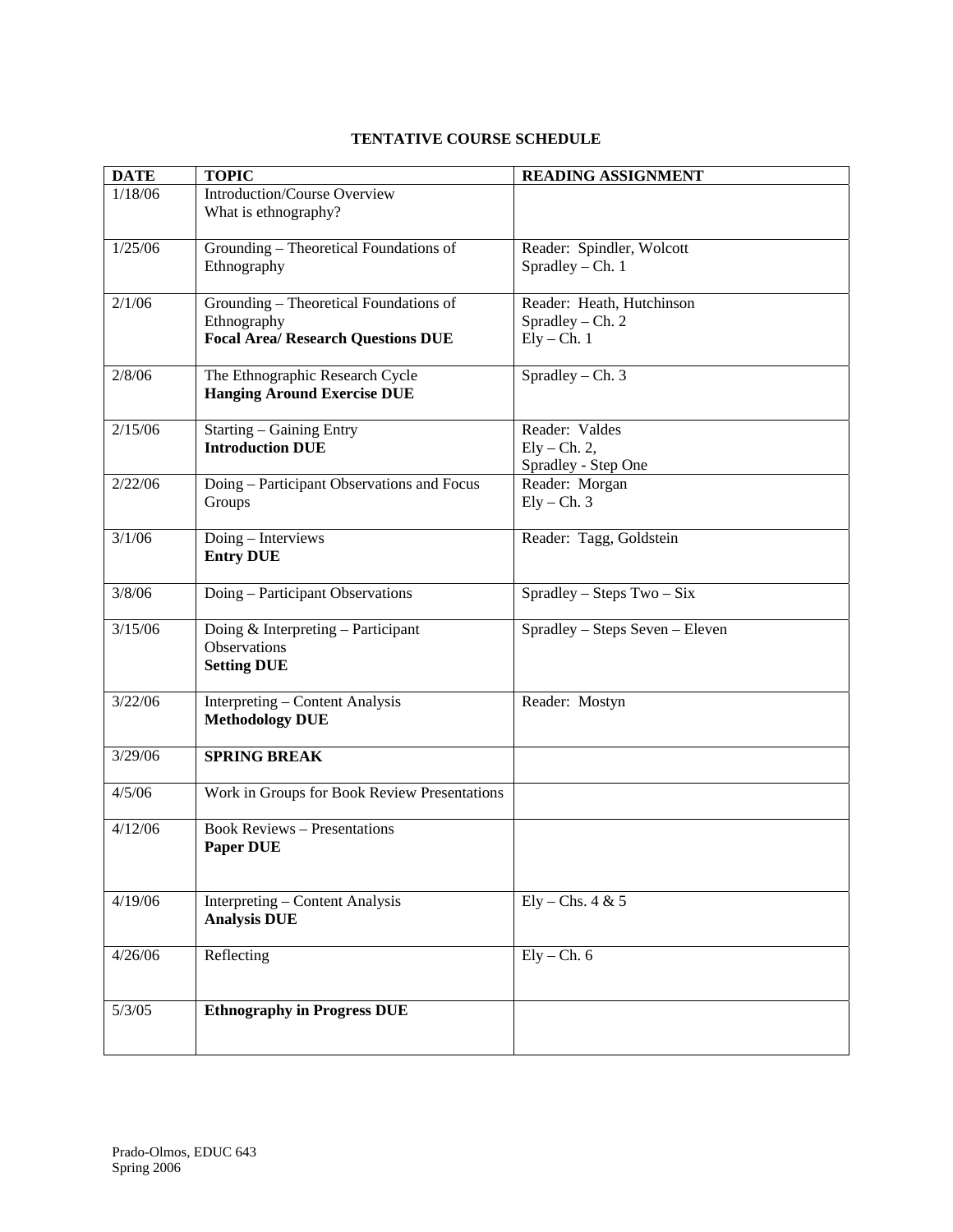## TENTATIVE COURSE SCHEDULE

| DATE | TOPIC | READING ASSIGNMENT |
|---|---|---|
| 1/18/06 | Introduction/Course Overview<br>What is ethnography? | |
| 1/25/06 | Grounding – Theoretical Foundations of Ethnography | Reader: Spindler, Wolcott<br>Spradley – Ch. 1 |
| 2/1/06 | Grounding – Theoretical Foundations of Ethnography<br>**Focal Area/ Research Questions DUE** | Reader: Heath, Hutchinson<br>Spradley – Ch. 2<br>Ely – Ch. 1 |
| 2/8/06 | The Ethnographic Research Cycle<br>**Hanging Around Exercise DUE** | Spradley – Ch. 3 |
| 2/15/06 | Starting – Gaining Entry<br>**Introduction DUE** | Reader: Valdes<br>Ely – Ch. 2,<br>Spradley - Step One |
| 2/22/06 | Doing – Participant Observations and Focus Groups | Reader: Morgan<br>Ely – Ch. 3 |
| 3/1/06 | Doing – Interviews<br>**Entry DUE** | Reader: Tagg, Goldstein |
| 3/8/06 | Doing – Participant Observations | Spradley – Steps Two – Six |
| 3/15/06 | Doing & Interpreting – Participant Observations<br>**Setting DUE** | Spradley – Steps Seven – Eleven |
| 3/22/06 | Interpreting – Content Analysis<br>**Methodology DUE** | Reader: Mostyn |
| 3/29/06 | **SPRING BREAK** | |
| 4/5/06 | Work in Groups for Book Review Presentations | |
| 4/12/06 | Book Reviews – Presentations<br>**Paper DUE** | |
| 4/19/06 | Interpreting – Content Analysis<br>**Analysis DUE** | Ely – Chs. 4 & 5 |
| 4/26/06 | Reflecting | Ely – Ch. 6 |
| 5/3/05 | **Ethnography in Progress DUE** | |